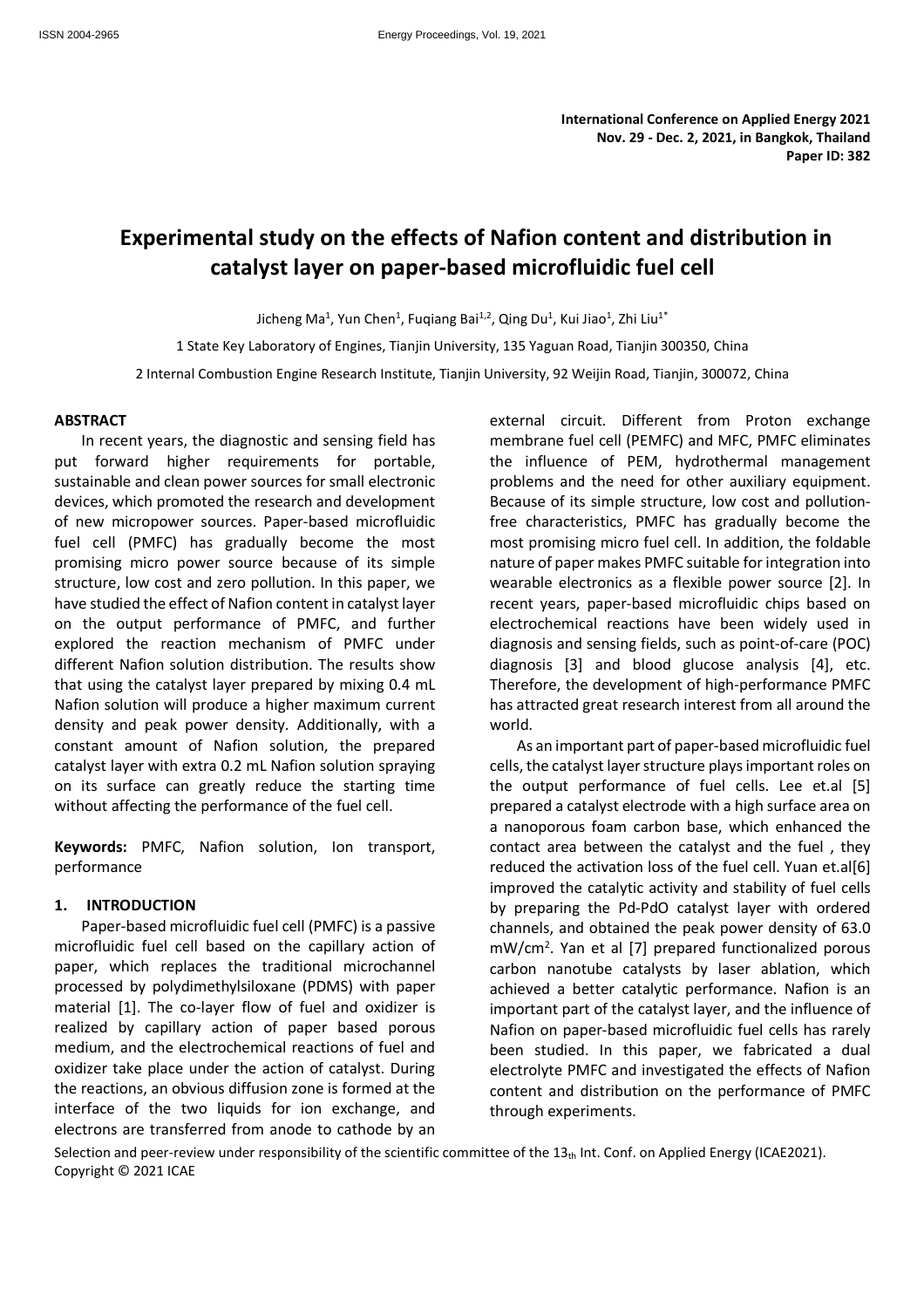**International Conference on Applied Energy 2021**
**Nov. 29 - Dec. 2, 2021, in Bangkok, Thailand**
**Paper ID: 382**

# Experimental study on the effects of Nafion content and distribution in catalyst layer on paper-based microfluidic fuel cell

Jicheng Ma[1], Yun Chen[1], Fuqiang Bai[1,2], Qing Du[1], Kui Jiao[1], Zhi Liu[1*]

1 State Key Laboratory of Engines, Tianjin University, 135 Yaguan Road, Tianjin 300350, China

2 Internal Combustion Engine Research Institute, Tianjin University, 92 Weijin Road, Tianjin, 300072, China

## ABSTRACT

In recent years, the diagnostic and sensing field has put forward higher requirements for portable, sustainable and clean power sources for small electronic devices, which promoted the research and development of new micropower sources. Paper-based microfluidic fuel cell (PMFC) has gradually become the most promising micro power source because of its simple structure, low cost and zero pollution. In this paper, we have studied the effect of Nafion content in catalyst layer on the output performance of PMFC, and further explored the reaction mechanism of PMFC under different Nafion solution distribution. The results show that using the catalyst layer prepared by mixing 0.4 mL Nafion solution will produce a higher maximum current density and peak power density. Additionally, with a constant amount of Nafion solution, the prepared catalyst layer with extra 0.2 mL Nafion solution spraying on its surface can greatly reduce the starting time without affecting the performance of the fuel cell.

**Keywords:** PMFC, Nafion solution, Ion transport, performance

## 1. INTRODUCTION

Paper-based microfluidic fuel cell (PMFC) is a passive microfluidic fuel cell based on the capillary action of paper, which replaces the traditional microchannel processed by polydimethylsiloxane (PDMS) with paper material [1]. The co-layer flow of fuel and oxidizer is realized by capillary action of paper based porous medium, and the electrochemical reactions of fuel and oxidizer take place under the action of catalyst. During the reactions, an obvious diffusion zone is formed at the interface of the two liquids for ion exchange, and electrons are transferred from anode to cathode by an external circuit. Different from Proton exchange membrane fuel cell (PEMFC) and MFC, PMFC eliminates the influence of PEM, hydrothermal management problems and the need for other auxiliary equipment. Because of its simple structure, low cost and pollution-free characteristics, PMFC has gradually become the most promising micro fuel cell. In addition, the foldable nature of paper makes PMFC suitable for integration into wearable electronics as a flexible power source [2]. In recent years, paper-based microfluidic chips based on electrochemical reactions have been widely used in diagnosis and sensing fields, such as point-of-care (POC) diagnosis [3] and blood glucose analysis [4], etc. Therefore, the development of high-performance PMFC has attracted great research interest from all around the world.

As an important part of paper-based microfluidic fuel cells, the catalyst layer structure plays important roles on the output performance of fuel cells. Lee et.al [5] prepared a catalyst electrode with a high surface area on a nanoporous foam carbon base, which enhanced the contact area between the catalyst and the fuel , they reduced the activation loss of the fuel cell. Yuan et.al[6] improved the catalytic activity and stability of fuel cells by preparing the Pd-PdO catalyst layer with ordered channels, and obtained the peak power density of 63.0 $mW/cm^2$. Yan et al [7] prepared functionalized porous carbon nanotube catalysts by laser ablation, which achieved a better catalytic performance. Nafion is an important part of the catalyst layer, and the influence of Nafion on paper-based microfluidic fuel cells has rarely been studied. In this paper, we fabricated a dual electrolyte PMFC and investigated the effects of Nafion content and distribution on the performance of PMFC through experiments.

Selection and peer-review under responsibility of the scientific committee of the $13_{th}$ Int. Conf. on Applied Energy (ICAE2021).
Copyright © 2021 ICAE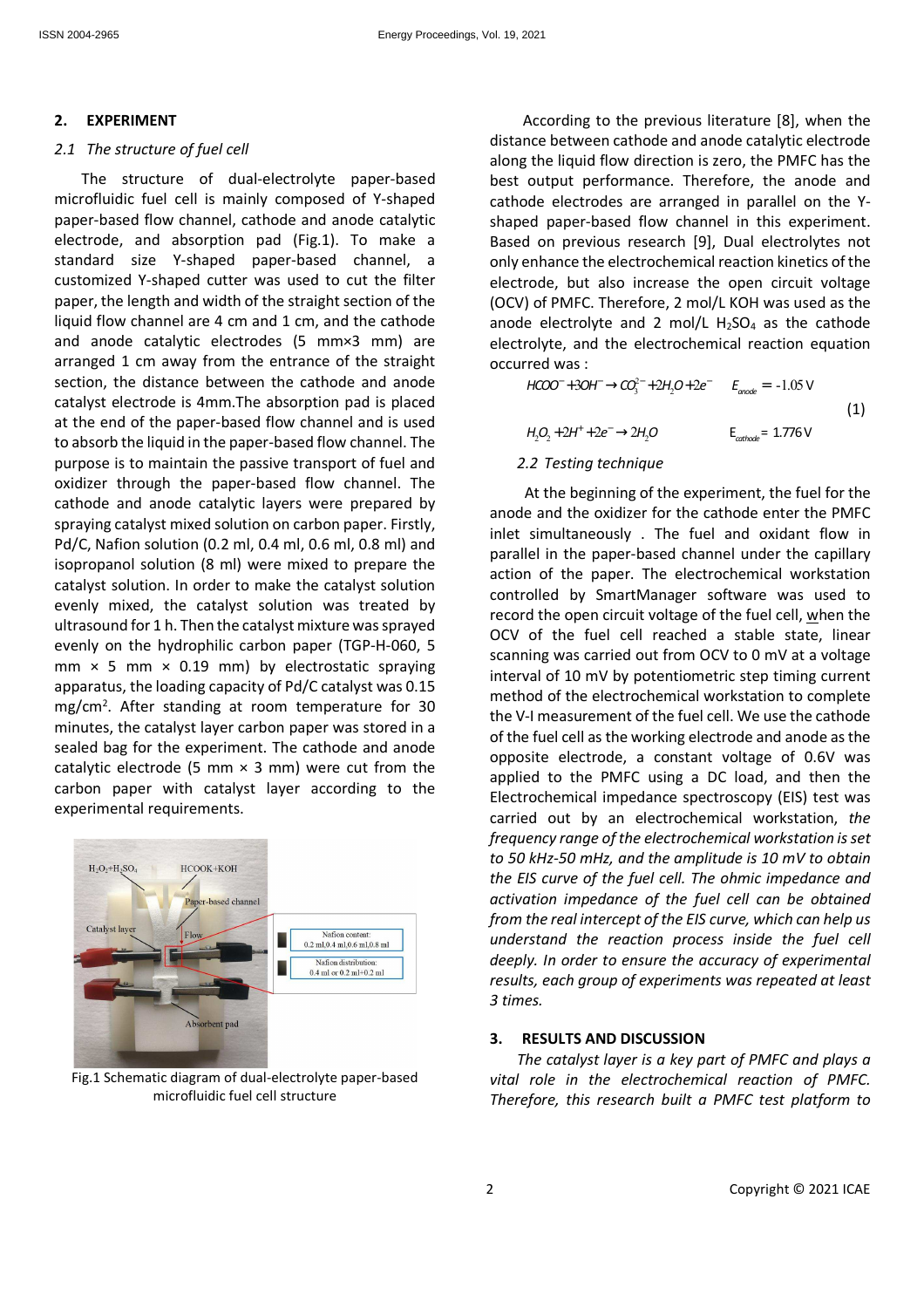## 2. EXPERIMENT

### 2.1 The structure of fuel cell

The structure of dual-electrolyte paper-based microfluidic fuel cell is mainly composed of Y-shaped paper-based flow channel, cathode and anode catalytic electrode, and absorption pad (Fig.1). To make a standard size Y-shaped paper-based channel, a customized Y-shaped cutter was used to cut the filter paper, the length and width of the straight section of the liquid flow channel are 4 cm and 1 cm, and the cathode and anode catalytic electrodes (5 mm×3 mm) are arranged 1 cm away from the entrance of the straight section, the distance between the cathode and anode catalyst electrode is 4mm.The absorption pad is placed at the end of the paper-based flow channel and is used to absorb the liquid in the paper-based flow channel. The purpose is to maintain the passive transport of fuel and oxidizer through the paper-based flow channel. The cathode and anode catalytic layers were prepared by spraying catalyst mixed solution on carbon paper. Firstly, Pd/C, Nafion solution (0.2 ml, 0.4 ml, 0.6 ml, 0.8 ml) and isopropanol solution (8 ml) were mixed to prepare the catalyst solution. In order to make the catalyst solution evenly mixed, the catalyst solution was treated by ultrasound for 1 h. Then the catalyst mixture was sprayed evenly on the hydrophilic carbon paper (TGP-H-060, 5 mm × 5 mm × 0.19 mm) by electrostatic spraying apparatus, the loading capacity of Pd/C catalyst was 0.15 mg/cm$^2$. After standing at room temperature for 30 minutes, the catalyst layer carbon paper was stored in a sealed bag for the experiment. The cathode and anode catalytic electrode (5 mm × 3 mm) were cut from the carbon paper with catalyst layer according to the experimental requirements.

Fig.1 Schematic diagram of dual-electrolyte paper-based microfluidic fuel cell structure

According to the previous literature [8], when the distance between cathode and anode catalytic electrode along the liquid flow direction is zero, the PMFC has the best output performance. Therefore, the anode and cathode electrodes are arranged in parallel on the Y-shaped paper-based flow channel in this experiment. Based on previous research [9], Dual electrolytes not only enhance the electrochemical reaction kinetics of the electrode, but also increase the open circuit voltage (OCV) of PMFC. Therefore, 2 mol/L KOH was used as the anode electrolyte and 2 mol/L $H_2SO_4$ as the cathode electrolyte, and the electrochemical reaction equation occurred was :

$$HCOO^- + 3OH^- \rightarrow CO_3^{2-} + 2H_2O + 2e^- \qquad E_{anode} = -1.05\,\text{V}$$
$$H_2O_2 + 2H^+ + 2e^- \rightarrow 2H_2O \qquad E_{cathode} = 1.776\,\text{V} \tag{1}$$

### 2.2 Testing technique

At the beginning of the experiment, the fuel for the anode and the oxidizer for the cathode enter the PMFC inlet simultaneously . The fuel and oxidant flow in parallel in the paper-based channel under the capillary action of the paper. The electrochemical workstation controlled by SmartManager software was used to record the open circuit voltage of the fuel cell, when the OCV of the fuel cell reached a stable state, linear scanning was carried out from OCV to 0 mV at a voltage interval of 10 mV by potentiometric step timing current method of the electrochemical workstation to complete the V-I measurement of the fuel cell. We use the cathode of the fuel cell as the working electrode and anode as the opposite electrode, a constant voltage of 0.6V was applied to the PMFC using a DC load, and then the Electrochemical impedance spectroscopy (EIS) test was carried out by an electrochemical workstation, *the frequency range of the electrochemical workstation is set to 50 kHz-50 mHz, and the amplitude is 10 mV to obtain the EIS curve of the fuel cell. The ohmic impedance and activation impedance of the fuel cell can be obtained from the real intercept of the EIS curve, which can help us understand the reaction process inside the fuel cell deeply. In order to ensure the accuracy of experimental results, each group of experiments was repeated at least 3 times.*

## 3. RESULTS AND DISCUSSION

*The catalyst layer is a key part of PMFC and plays a vital role in the electrochemical reaction of PMFC. Therefore, this research built a PMFC test platform to*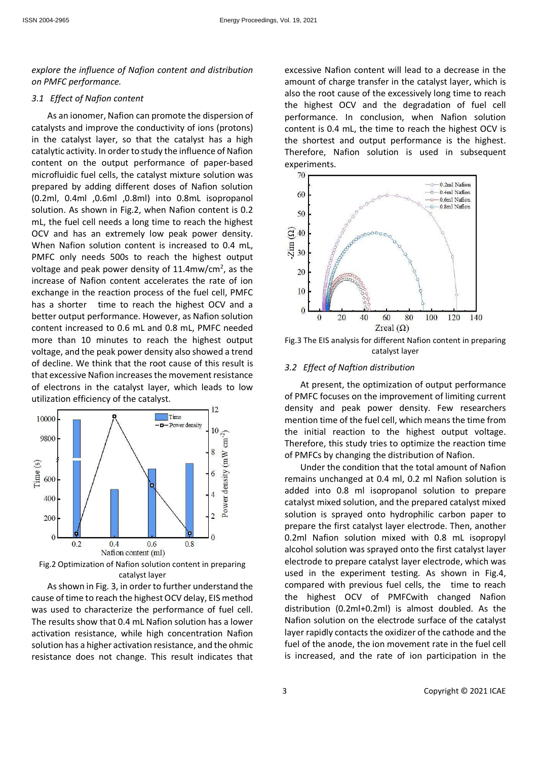*explore the influence of Nafion content and distribution on PMFC performance.*

### *3.1 Effect of Nafion content*

As an ionomer, Nafion can promote the dispersion of catalysts and improve the conductivity of ions (protons) in the catalyst layer, so that the catalyst has a high catalytic activity. In order to study the influence of Nafion content on the output performance of paper-based microfluidic fuel cells, the catalyst mixture solution was prepared by adding different doses of Nafion solution (0.2ml, 0.4ml ,0.6ml ,0.8ml) into 0.8mL isopropanol solution. As shown in Fig.2, when Nafion content is 0.2 mL, the fuel cell needs a long time to reach the highest OCV and has an extremely low peak power density. When Nafion solution content is increased to 0.4 mL, PMFC only needs 500s to reach the highest output voltage and peak power density of 11.4mw/cm$^2$, as the increase of Nafion content accelerates the rate of ion exchange in the reaction process of the fuel cell, PMFC has a shorter time to reach the highest OCV and a better output performance. However, as Nafion solution content increased to 0.6 mL and 0.8 mL, PMFC needed more than 10 minutes to reach the highest output voltage, and the peak power density also showed a trend of decline. We think that the root cause of this result is that excessive Nafion increases the movement resistance of electrons in the catalyst layer, which leads to low utilization efficiency of the catalyst.

Fig.2 Optimization of Nafion solution content in preparing catalyst layer

As shown in Fig. 3, in order to further understand the cause of time to reach the highest OCV delay, EIS method was used to characterize the performance of fuel cell. The results show that 0.4 mL Nafion solution has a lower activation resistance, while high concentration Nafion solution has a higher activation resistance, and the ohmic resistance does not change. This result indicates that excessive Nafion content will lead to a decrease in the amount of charge transfer in the catalyst layer, which is also the root cause of the excessively long time to reach the highest OCV and the degradation of fuel cell performance. In conclusion, when Nafion solution content is 0.4 mL, the time to reach the highest OCV is the shortest and output performance is the highest. Therefore, Nafion solution is used in subsequent experiments.

Fig.3 The EIS analysis for different Nafion content in preparing catalyst layer

### *3.2 Effect of Naftion distribution*

At present, the optimization of output performance of PMFC focuses on the improvement of limiting current density and peak power density. Few researchers mention time of the fuel cell, which means the time from the initial reaction to the highest output voltage. Therefore, this study tries to optimize the reaction time of PMFCs by changing the distribution of Nafion.

Under the condition that the total amount of Nafion remains unchanged at 0.4 ml, 0.2 ml Nafion solution is added into 0.8 ml isopropanol solution to prepare catalyst mixed solution, and the prepared catalyst mixed solution is sprayed onto hydrophilic carbon paper to prepare the first catalyst layer electrode. Then, another 0.2ml Nafion solution mixed with 0.8 mL isopropyl alcohol solution was sprayed onto the first catalyst layer electrode to prepare catalyst layer electrode, which was used in the experiment testing. As shown in Fig.4, compared with previous fuel cells, the time to reach the highest OCV of PMFCwith changed Nafion distribution (0.2ml+0.2ml) is almost doubled. As the Nafion solution on the electrode surface of the catalyst layer rapidly contacts the oxidizer of the cathode and the fuel of the anode, the ion movement rate in the fuel cell is increased, and the rate of ion participation in the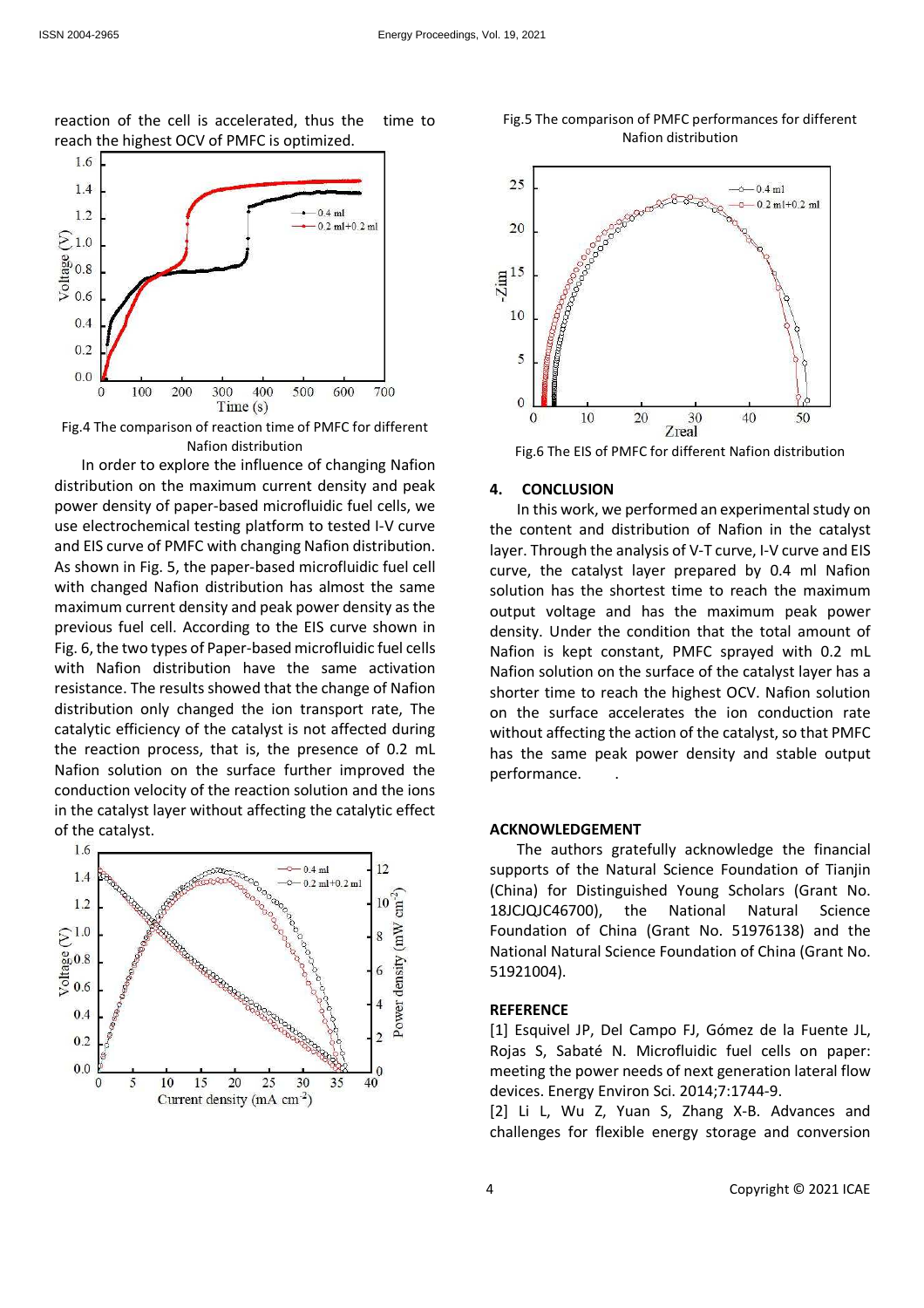reaction of the cell is accelerated, thus the time to reach the highest OCV of PMFC is optimized.

Fig.4 The comparison of reaction time of PMFC for different Nafion distribution

In order to explore the influence of changing Nafion distribution on the maximum current density and peak power density of paper-based microfluidic fuel cells, we use electrochemical testing platform to tested I-V curve and EIS curve of PMFC with changing Nafion distribution. As shown in Fig. 5, the paper-based microfluidic fuel cell with changed Nafion distribution has almost the same maximum current density and peak power density as the previous fuel cell. According to the EIS curve shown in Fig. 6, the two types of Paper-based microfluidic fuel cells with Nafion distribution have the same activation resistance. The results showed that the change of Nafion distribution only changed the ion transport rate, The catalytic efficiency of the catalyst is not affected during the reaction process, that is, the presence of 0.2 mL Nafion solution on the surface further improved the conduction velocity of the reaction solution and the ions in the catalyst layer without affecting the catalytic effect of the catalyst.

Fig.5 The comparison of PMFC performances for different Nafion distribution

Fig.6 The EIS of PMFC for different Nafion distribution

## 4. CONCLUSION

In this work, we performed an experimental study on the content and distribution of Nafion in the catalyst layer. Through the analysis of V-T curve, I-V curve and EIS curve, the catalyst layer prepared by 0.4 ml Nafion solution has the shortest time to reach the maximum output voltage and has the maximum peak power density. Under the condition that the total amount of Nafion is kept constant, PMFC sprayed with 0.2 mL Nafion solution on the surface of the catalyst layer has a shorter time to reach the highest OCV. Nafion solution on the surface accelerates the ion conduction rate without affecting the action of the catalyst, so that PMFC has the same peak power density and stable output performance.

## ACKNOWLEDGEMENT

The authors gratefully acknowledge the financial supports of the Natural Science Foundation of Tianjin (China) for Distinguished Young Scholars (Grant No. 18JCJQJC46700), the National Natural Science Foundation of China (Grant No. 51976138) and the National Natural Science Foundation of China (Grant No. 51921004).

## REFERENCE

[1] Esquivel JP, Del Campo FJ, Gómez de la Fuente JL, Rojas S, Sabaté N. Microfluidic fuel cells on paper: meeting the power needs of next generation lateral flow devices. Energy Environ Sci. 2014;7:1744-9.

[2] Li L, Wu Z, Yuan S, Zhang X-B. Advances and challenges for flexible energy storage and conversion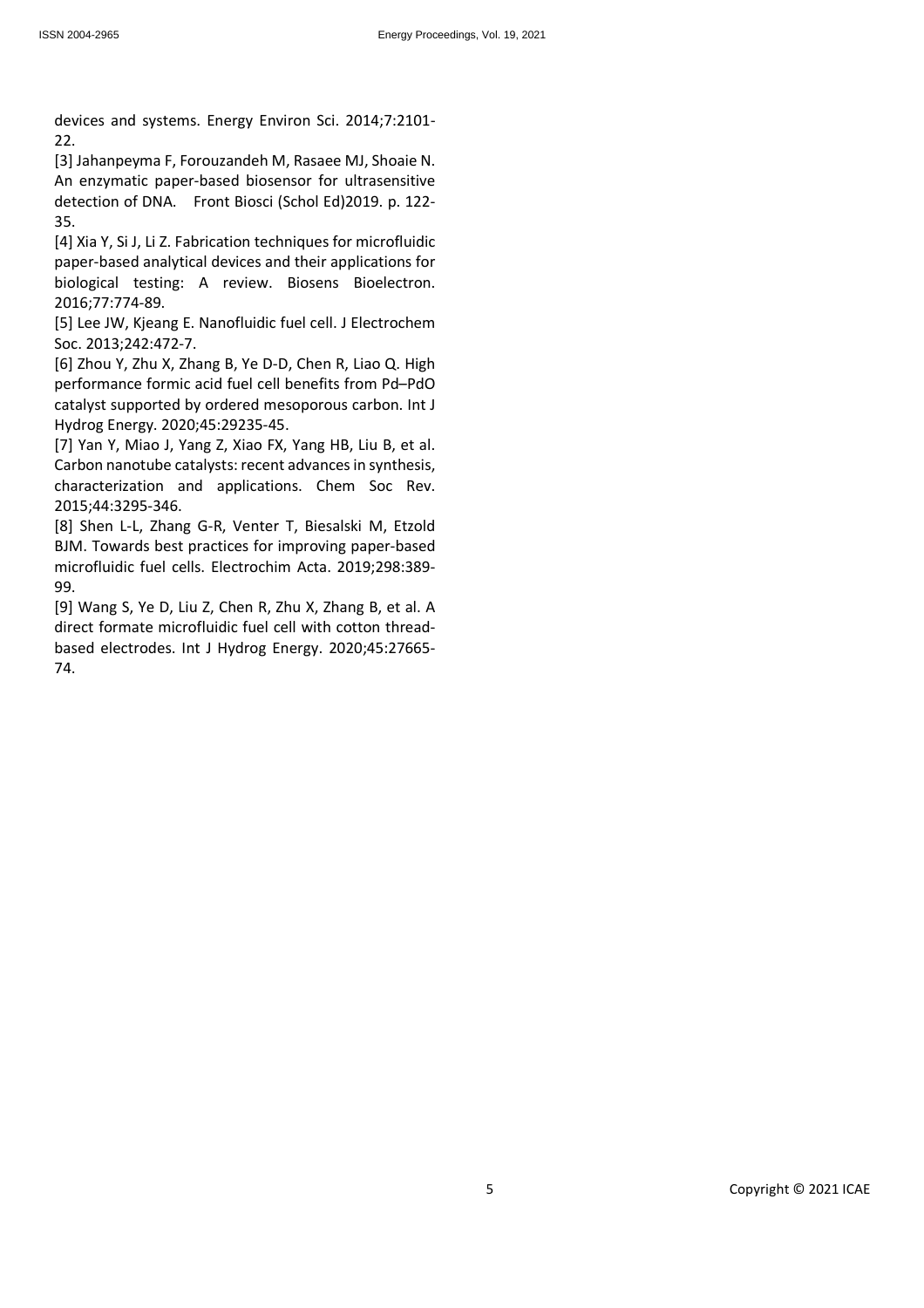devices and systems. Energy Environ Sci. 2014;7:2101-22.

[3] Jahanpeyma F, Forouzandeh M, Rasaee MJ, Shoaie N. An enzymatic paper-based biosensor for ultrasensitive detection of DNA. Front Biosci (Schol Ed)2019. p. 122-35.

[4] Xia Y, Si J, Li Z. Fabrication techniques for microfluidic paper-based analytical devices and their applications for biological testing: A review. Biosens Bioelectron. 2016;77:774-89.

[5] Lee JW, Kjeang E. Nanofluidic fuel cell. J Electrochem Soc. 2013;242:472-7.

[6] Zhou Y, Zhu X, Zhang B, Ye D-D, Chen R, Liao Q. High performance formic acid fuel cell benefits from Pd–PdO catalyst supported by ordered mesoporous carbon. Int J Hydrog Energy. 2020;45:29235-45.

[7] Yan Y, Miao J, Yang Z, Xiao FX, Yang HB, Liu B, et al. Carbon nanotube catalysts: recent advances in synthesis, characterization and applications. Chem Soc Rev. 2015;44:3295-346.

[8] Shen L-L, Zhang G-R, Venter T, Biesalski M, Etzold BJM. Towards best practices for improving paper-based microfluidic fuel cells. Electrochim Acta. 2019;298:389-99.

[9] Wang S, Ye D, Liu Z, Chen R, Zhu X, Zhang B, et al. A direct formate microfluidic fuel cell with cotton thread-based electrodes. Int J Hydrog Energy. 2020;45:27665-74.